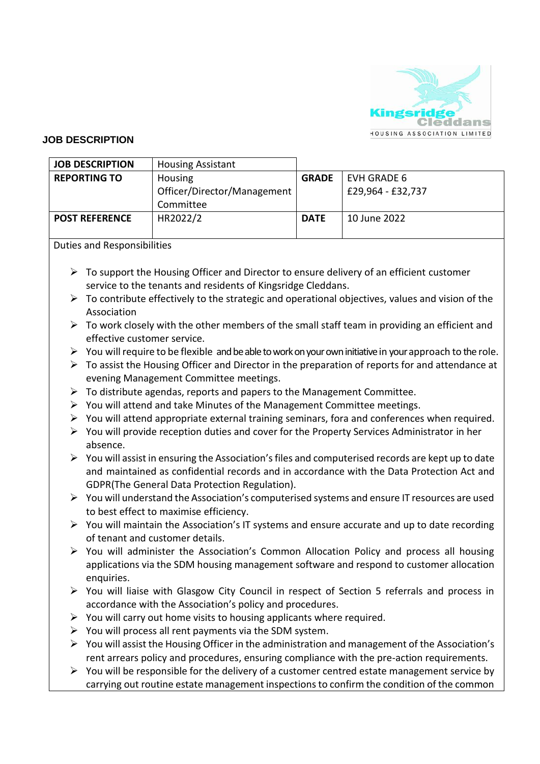Kingsridge Cleddans HOUSING ASSOCIATION LIMITED

**JOB DESCRIPTION**

| JOB DESCRIPTION | Housing Assistant | | |
|---|---|---|---|
| **REPORTING TO** | Housing Officer/Director/Management Committee | **GRADE** | EVH GRADE 6<br>£29,964 - £32,737 |
| **POST REFERENCE** | HR2022/2 | **DATE** | 10 June 2022 |

Duties and Responsibilities

- To support the Housing Officer and Director to ensure delivery of an efficient customer service to the tenants and residents of Kingsridge Cleddans.
- To contribute effectively to the strategic and operational objectives, values and vision of the Association
- To work closely with the other members of the small staff team in providing an efficient and effective customer service.
- You will require to be flexible and be able to work on your own initiative in your approach to the role.
- To assist the Housing Officer and Director in the preparation of reports for and attendance at evening Management Committee meetings.
- To distribute agendas, reports and papers to the Management Committee.
- You will attend and take Minutes of the Management Committee meetings.
- You will attend appropriate external training seminars, fora and conferences when required.
- You will provide reception duties and cover for the Property Services Administrator in her absence.
- You will assist in ensuring the Association's files and computerised records are kept up to date and maintained as confidential records and in accordance with the Data Protection Act and GDPR(The General Data Protection Regulation).
- You will understand the Association's computerised systems and ensure IT resources are used to best effect to maximise efficiency.
- You will maintain the Association's IT systems and ensure accurate and up to date recording of tenant and customer details.
- You will administer the Association's Common Allocation Policy and process all housing applications via the SDM housing management software and respond to customer allocation enquiries.
- You will liaise with Glasgow City Council in respect of Section 5 referrals and process in accordance with the Association's policy and procedures.
- You will carry out home visits to housing applicants where required.
- You will process all rent payments via the SDM system.
- You will assist the Housing Officer in the administration and management of the Association's rent arrears policy and procedures, ensuring compliance with the pre-action requirements.
- You will be responsible for the delivery of a customer centred estate management service by carrying out routine estate management inspections to confirm the condition of the common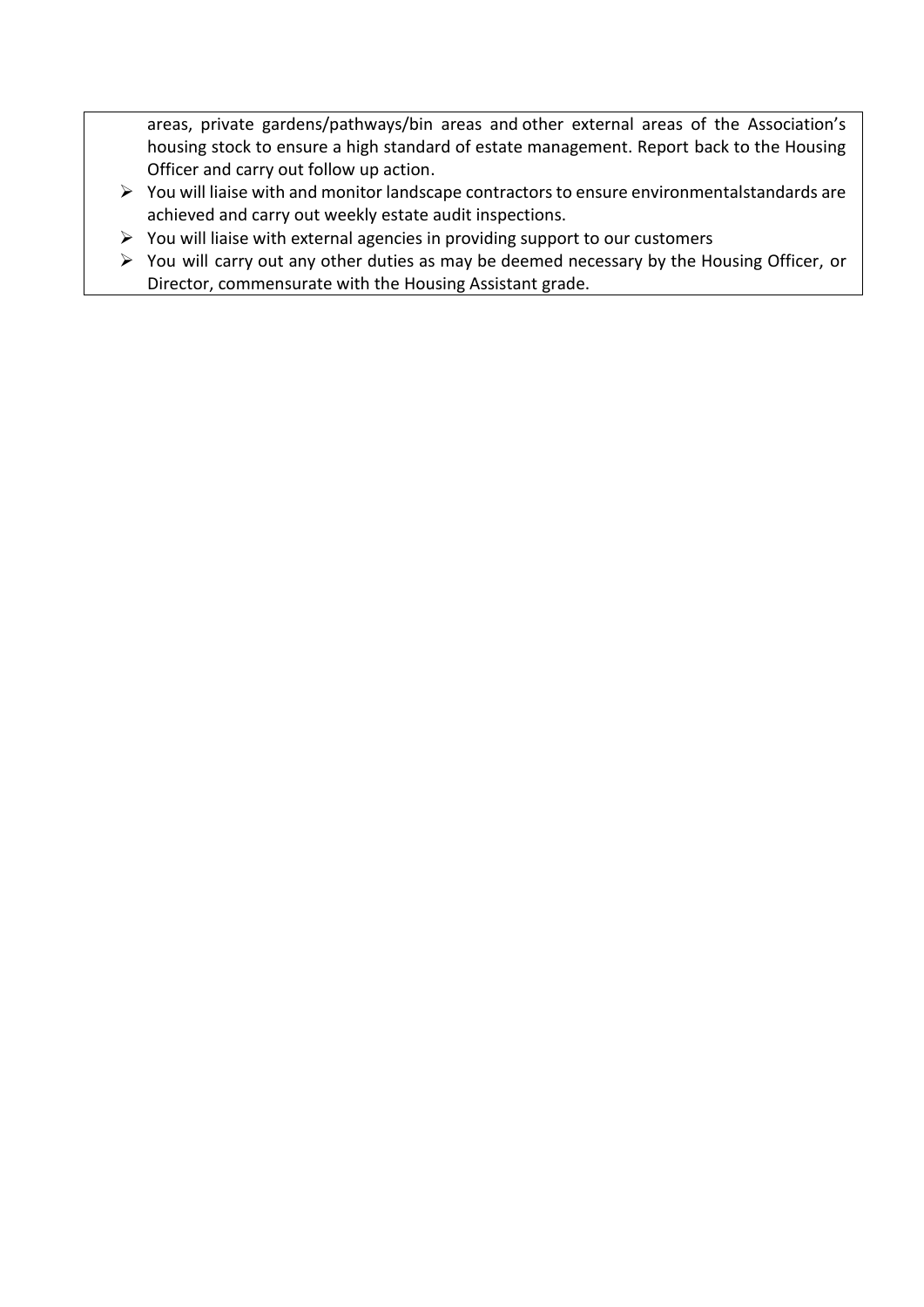areas, private gardens/pathways/bin areas and other external areas of the Association's housing stock to ensure a high standard of estate management. Report back to the Housing Officer and carry out follow up action.

- You will liaise with and monitor landscape contractors to ensure environmentalstandards are achieved and carry out weekly estate audit inspections.
- You will liaise with external agencies in providing support to our customers
- You will carry out any other duties as may be deemed necessary by the Housing Officer, or Director, commensurate with the Housing Assistant grade.